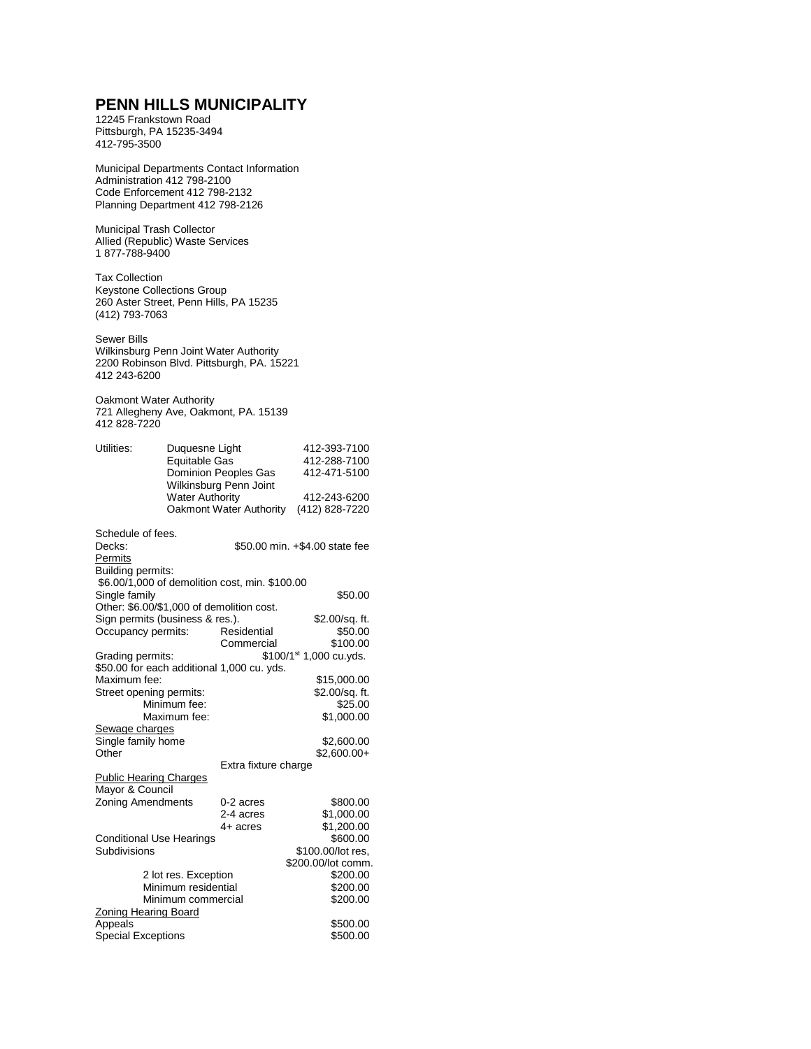# PENN HILLS MUNICIPALITY

12245 Frankstown Road
Pittsburgh, PA 15235-3494
412-795-3500

Municipal Departments Contact Information
Administration 412 798-2100
Code Enforcement 412 798-2132
Planning Department 412 798-2126

Municipal Trash Collector
Allied (Republic) Waste Services
1 877-788-9400

Tax Collection
Keystone Collections Group
260 Aster Street, Penn Hills, PA 15235
(412) 793-7063

Sewer Bills
Wilkinsburg Penn Joint Water Authority
2200 Robinson Blvd. Pittsburgh, PA. 15221
412 243-6200

Oakmont Water Authority
721 Allegheny Ave, Oakmont, PA. 15139
412 828-7220

| Utilities: | | |
|---|---|---|
| | Duquesne Light | 412-393-7100 |
| | Equitable Gas | 412-288-7100 |
| | Dominion Peoples Gas | 412-471-5100 |
| | Wilkinsburg Penn Joint Water Authority | 412-243-6200 |
| | Oakmont Water Authority | (412) 828-7220 |

Schedule of fees.

| | | |
|---|---|---|
| Decks: | | $50.00 min. +$4.00 state fee |
| <u>Permits</u> | | |
| Building permits: | | |
| $6.00/1,000 of demolition cost, min. $100.00 | | |
| Single family | | $50.00 |
| Other: $6.00/$1,000 of demolition cost. | | |
| Sign permits (business & res.). | | $2.00/sq. ft. |
| Occupancy permits: | Residential | $50.00 |
| | Commercial | $100.00 |
| Grading permits: | | $100/1st 1,000 cu.yds. |
| $50.00 for each additional 1,000 cu. yds. | | |
| Maximum fee: | | $15,000.00 |
| Street opening permits: | | $2.00/sq. ft. |
| Minimum fee: | | $25.00 |
| Maximum fee: | | $1,000.00 |
| <u>Sewage charges</u> | | |
| Single family home | | $2,600.00 |
| Other | | $2,600.00+ |
| | Extra fixture charge | |
| <u>Public Hearing Charges</u> | | |
| Mayor & Council | | |
| Zoning Amendments | 0-2 acres | $800.00 |
| | 2-4 acres | $1,000.00 |
| | 4+ acres | $1,200.00 |
| Conditional Use Hearings | | $600.00 |
| Subdivisions | | $100.00/lot res, $200.00/lot comm. |
| 2 lot res. Exception | | $200.00 |
| Minimum residential | | $200.00 |
| Minimum commercial | | $200.00 |
| <u>Zoning Hearing Board</u> | | |
| Appeals | | $500.00 |
| Special Exceptions | | $500.00 |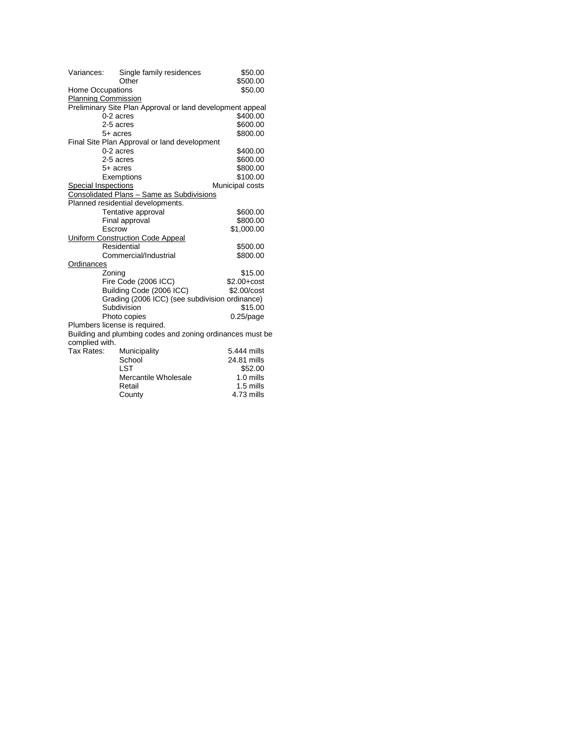| | | |
|---|---|---|
| Variances: | Single family residences | $50.00 |
| | Other | $500.00 |
| Home Occupations | | $50.00 |
| <u>Planning Commission</u> | | |
| Preliminary Site Plan Approval or land development appeal | | |
| | 0-2 acres | $400.00 |
| | 2-5 acres | $600.00 |
| | 5+ acres | $800.00 |
| Final Site Plan Approval or land development | | |
| | 0-2 acres | $400.00 |
| | 2-5 acres | $600.00 |
| | 5+ acres | $800.00 |
| | Exemptions | $100.00 |
| <u>Special Inspections</u> | | Municipal costs |
| <u>Consolidated Plans – Same as Subdivisions</u> | | |
| Planned residential developments. | | |
| | Tentative approval | $600.00 |
| | Final approval | $800.00 |
| | Escrow | $1,000.00 |
| <u>Uniform Construction Code Appeal</u> | | |
| | Residential | $500.00 |
| | Commercial/Industrial | $800.00 |
| <u>Ordinances</u> | | |
| | Zoning | $15.00 |
| | Fire Code (2006 ICC) | $2.00+cost |
| | Building Code (2006 ICC) | $2.00/cost |
| | Grading (2006 ICC) (see subdivision ordinance) | |
| | Subdivision | $15.00 |
| | Photo copies | 0.25/page |

Plumbers license is required.

Building and plumbing codes and zoning ordinances must be complied with.

| | | |
|---|---|---|
| Tax Rates: | Municipality | 5.444 mills |
| | School | 24.81 mills |
| | LST | $52.00 |
| | Mercantile Wholesale | 1.0 mills |
| | Retail | 1.5 mills |
| | County | 4.73 mills |